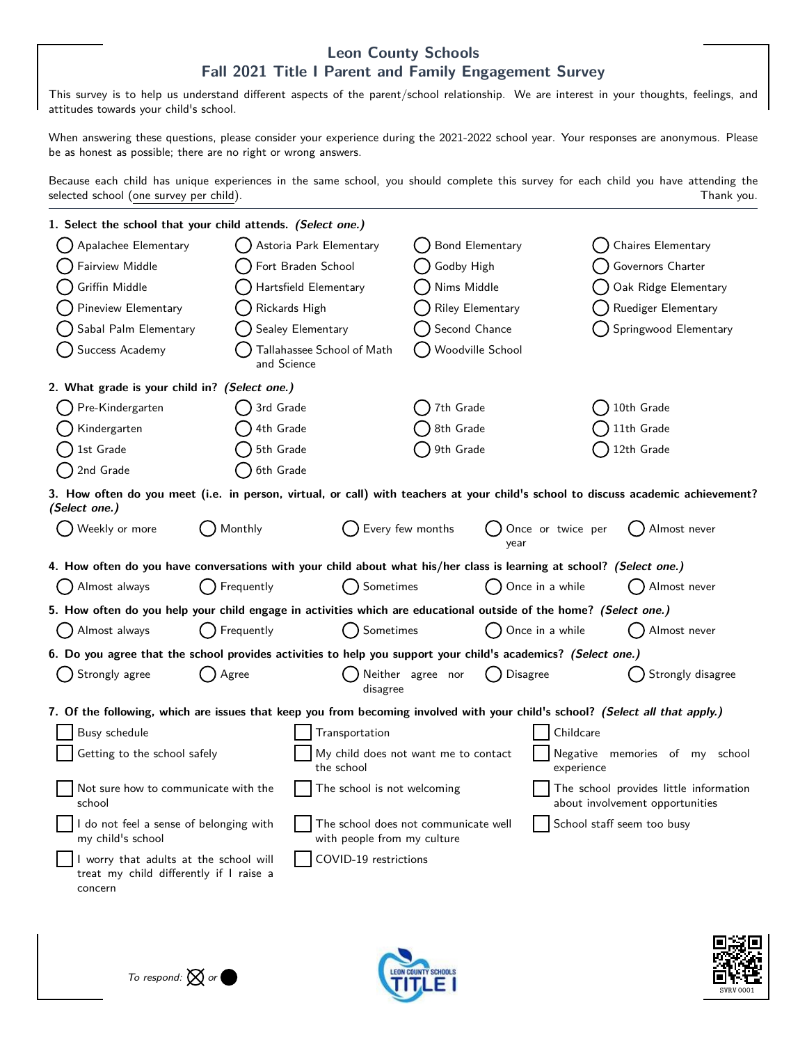# Leon County Schools
## Fall 2021 Title I Parent and Family Engagement Survey

This survey is to help us understand different aspects of the parent/school relationship. We are interest in your thoughts, feelings, and attitudes towards your child's school.

When answering these questions, please consider your experience during the 2021-2022 school year. Your responses are anonymous. Please be as honest as possible; there are no right or wrong answers.

Because each child has unique experiences in the same school, you should complete this survey for each child you have attending the selected school (one survey per child). Thank you.

---

**1. Select the school that your child attends.** ***(Select one.)***

- ◯ Apalachee Elementary
- ◯ Astoria Park Elementary
- ◯ Bond Elementary
- ◯ Chaires Elementary
- ◯ Fairview Middle
- ◯ Fort Braden School
- ◯ Godby High
- ◯ Governors Charter
- ◯ Griffin Middle
- ◯ Hartsfield Elementary
- ◯ Nims Middle
- ◯ Oak Ridge Elementary
- ◯ Pineview Elementary
- ◯ Rickards High
- ◯ Riley Elementary
- ◯ Ruediger Elementary
- ◯ Sabal Palm Elementary
- ◯ Sealey Elementary
- ◯ Second Chance
- ◯ Springwood Elementary
- ◯ Success Academy
- ◯ Tallahassee School of Math and Science
- ◯ Woodville School

**2. What grade is your child in?** ***(Select one.)***

- ◯ Pre-Kindergarten
- ◯ Kindergarten
- ◯ 1st Grade
- ◯ 2nd Grade
- ◯ 3rd Grade
- ◯ 4th Grade
- ◯ 5th Grade
- ◯ 6th Grade
- ◯ 7th Grade
- ◯ 8th Grade
- ◯ 9th Grade
- ◯ 10th Grade
- ◯ 11th Grade
- ◯ 12th Grade

**3. How often do you meet (i.e. in person, virtual, or call) with teachers at your child's school to discuss academic achievement?** ***(Select one.)***

- ◯ Weekly or more
- ◯ Monthly
- ◯ Every few months
- ◯ Once or twice per year
- ◯ Almost never

**4. How often do you have conversations with your child about what his/her class is learning at school?** ***(Select one.)***

- ◯ Almost always
- ◯ Frequently
- ◯ Sometimes
- ◯ Once in a while
- ◯ Almost never

**5. How often do you help your child engage in activities which are educational outside of the home?** ***(Select one.)***

- ◯ Almost always
- ◯ Frequently
- ◯ Sometimes
- ◯ Once in a while
- ◯ Almost never

**6. Do you agree that the school provides activities to help you support your child's academics?** ***(Select one.)***

- ◯ Strongly agree
- ◯ Agree
- ◯ Neither agree nor disagree
- ◯ Disagree
- ◯ Strongly disagree

**7. Of the following, which are issues that keep you from becoming involved with your child's school?** ***(Select all that apply.)***

- ☐ Busy schedule
- ☐ Transportation
- ☐ Childcare
- ☐ Getting to the school safely
- ☐ My child does not want me to contact the school
- ☐ Negative memories of my school experience
- ☐ Not sure how to communicate with the school
- ☐ The school is not welcoming
- ☐ The school provides little information about involvement opportunities
- ☐ I do not feel a sense of belonging with my child's school
- ☐ The school does not communicate well with people from my culture
- ☐ School staff seem too busy
- ☐ I worry that adults at the school will treat my child differently if I raise a concern
- ☐ COVID-19 restrictions

*To respond:* ⊠ *or* ●

SVRV 0001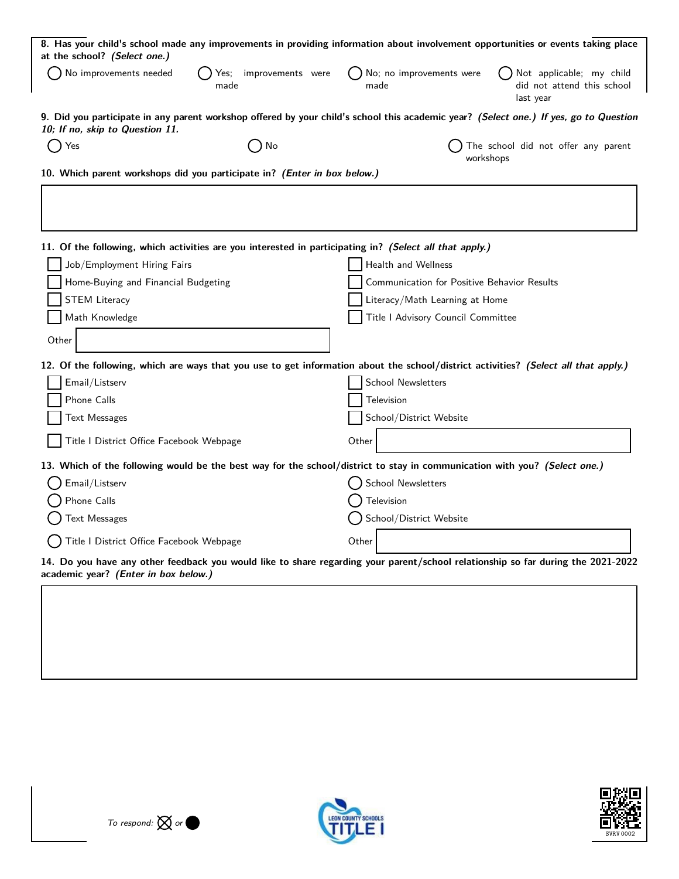**8. Has your child's school made any improvements in providing information about involvement opportunities or events taking place at the school?** ***(Select one.)***

- ◯ No improvements needed
- ◯ Yes; improvements were made
- ◯ No; no improvements were made
- ◯ Not applicable; my child did not attend this school last year

**9. Did you participate in any parent workshop offered by your child's school this academic year?** ***(Select one.) If yes, go to Question 10; If no, skip to Question 11.***

- ◯ Yes
- ◯ No
- ◯ The school did not offer any parent workshops

**10. Which parent workshops did you participate in?** ***(Enter in box below.)***

[ ]

**11. Of the following, which activities are you interested in participating in?** ***(Select all that apply.)***

- ☐ Job/Employment Hiring Fairs
- ☐ Home-Buying and Financial Budgeting
- ☐ STEM Literacy
- ☐ Math Knowledge
- ☐ Health and Wellness
- ☐ Communication for Positive Behavior Results
- ☐ Literacy/Math Learning at Home
- ☐ Title I Advisory Council Committee

Other [ ]

**12. Of the following, which are ways that you use to get information about the school/district activities?** ***(Select all that apply.)***

- ☐ Email/Listserv
- ☐ Phone Calls
- ☐ Text Messages
- ☐ Title I District Office Facebook Webpage
- ☐ School Newsletters
- ☐ Television
- ☐ School/District Website

Other [ ]

**13. Which of the following would be the best way for the school/district to stay in communication with you?** ***(Select one.)***

- ◯ Email/Listserv
- ◯ Phone Calls
- ◯ Text Messages
- ◯ Title I District Office Facebook Webpage
- ◯ School Newsletters
- ◯ Television
- ◯ School/District Website

Other [ ]

**14. Do you have any other feedback you would like to share regarding your parent/school relationship so far during the 2021-2022 academic year?** ***(Enter in box below.)***

[ ]

*To respond:* ⊠ *or* ●

LEON COUNTY SCHOOLS TITLE I

SVRV 0002